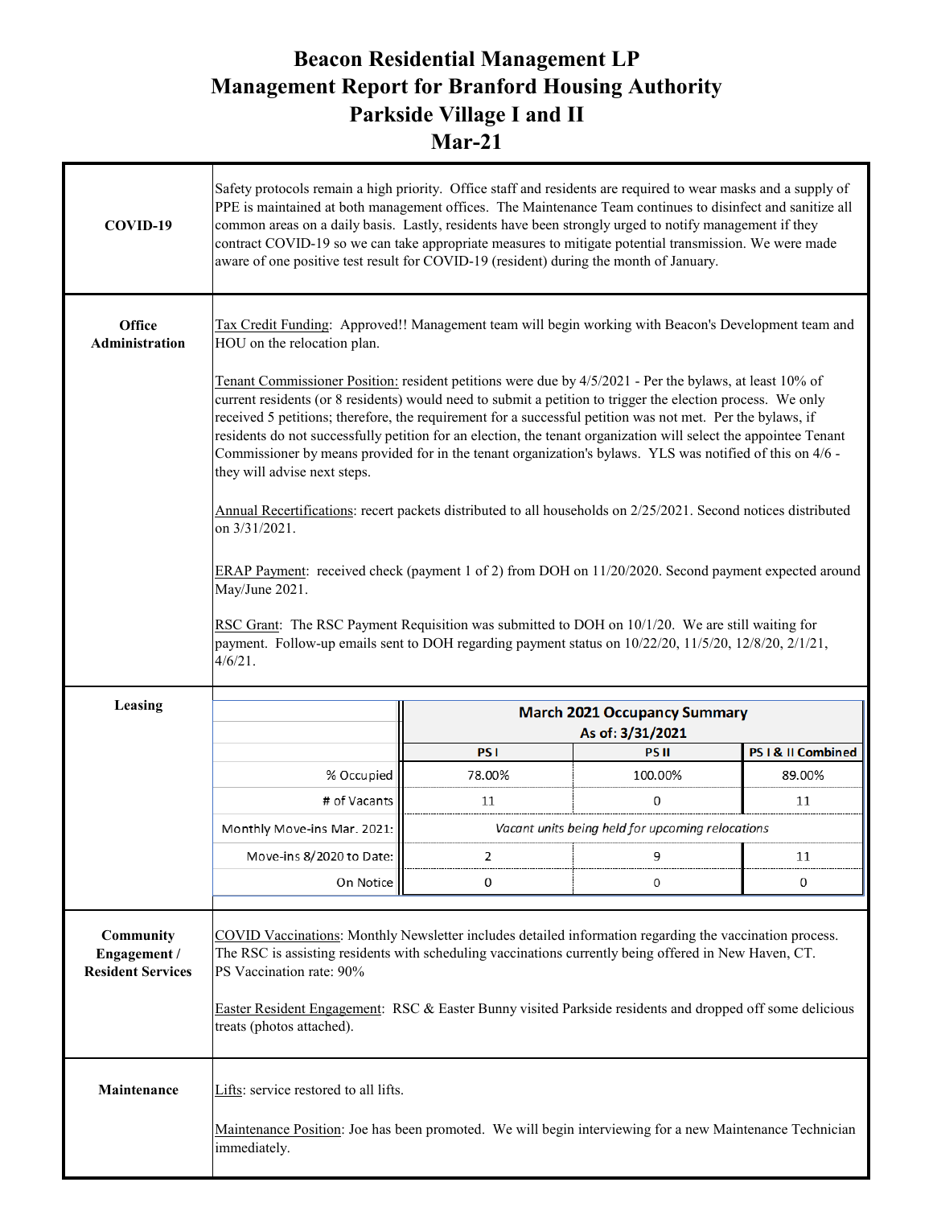# Beacon Residential Management LP
# Management Report for Branford Housing Authority
# Parkside Village I and II
# Mar-21

## COVID-19

Safety protocols remain a high priority. Office staff and residents are required to wear masks and a supply of PPE is maintained at both management offices. The Maintenance Team continues to disinfect and sanitize all common areas on a daily basis. Lastly, residents have been strongly urged to notify management if they contract COVID-19 so we can take appropriate measures to mitigate potential transmission. We were made aware of one positive test result for COVID-19 (resident) during the month of January.

## Office Administration

Tax Credit Funding: Approved!! Management team will begin working with Beacon's Development team and HOU on the relocation plan.

Tenant Commissioner Position: resident petitions were due by 4/5/2021 - Per the bylaws, at least 10% of current residents (or 8 residents) would need to submit a petition to trigger the election process. We only received 5 petitions; therefore, the requirement for a successful petition was not met. Per the bylaws, if residents do not successfully petition for an election, the tenant organization will select the appointee Tenant Commissioner by means provided for in the tenant organization's bylaws. YLS was notified of this on 4/6 - they will advise next steps.

Annual Recertifications: recert packets distributed to all households on 2/25/2021. Second notices distributed on 3/31/2021.

ERAP Payment: received check (payment 1 of 2) from DOH on 11/20/2020. Second payment expected around May/June 2021.

RSC Grant: The RSC Payment Requisition was submitted to DOH on 10/1/20. We are still waiting for payment. Follow-up emails sent to DOH regarding payment status on 10/22/20, 11/5/20, 12/8/20, 2/1/21, 4/6/21.

## Leasing

| | March 2021 Occupancy Summary As of: 3/31/2021 | | |
|---|---|---|---|
| | PS I | PS II | PS I & II Combined |
| % Occupied | 78.00% | 100.00% | 89.00% |
| # of Vacants | 11 | 0 | 11 |
| Monthly Move-ins Mar. 2021: | *Vacant units being held for upcoming relocations* | | |
| Move-ins 8/2020 to Date: | 2 | 9 | 11 |
| On Notice | 0 | 0 | 0 |

## Community Engagement / Resident Services

COVID Vaccinations: Monthly Newsletter includes detailed information regarding the vaccination process. The RSC is assisting residents with scheduling vaccinations currently being offered in New Haven, CT.
PS Vaccination rate: 90%

Easter Resident Engagement: RSC & Easter Bunny visited Parkside residents and dropped off some delicious treats (photos attached).

## Maintenance

Lifts: service restored to all lifts.

Maintenance Position: Joe has been promoted. We will begin interviewing for a new Maintenance Technician immediately.